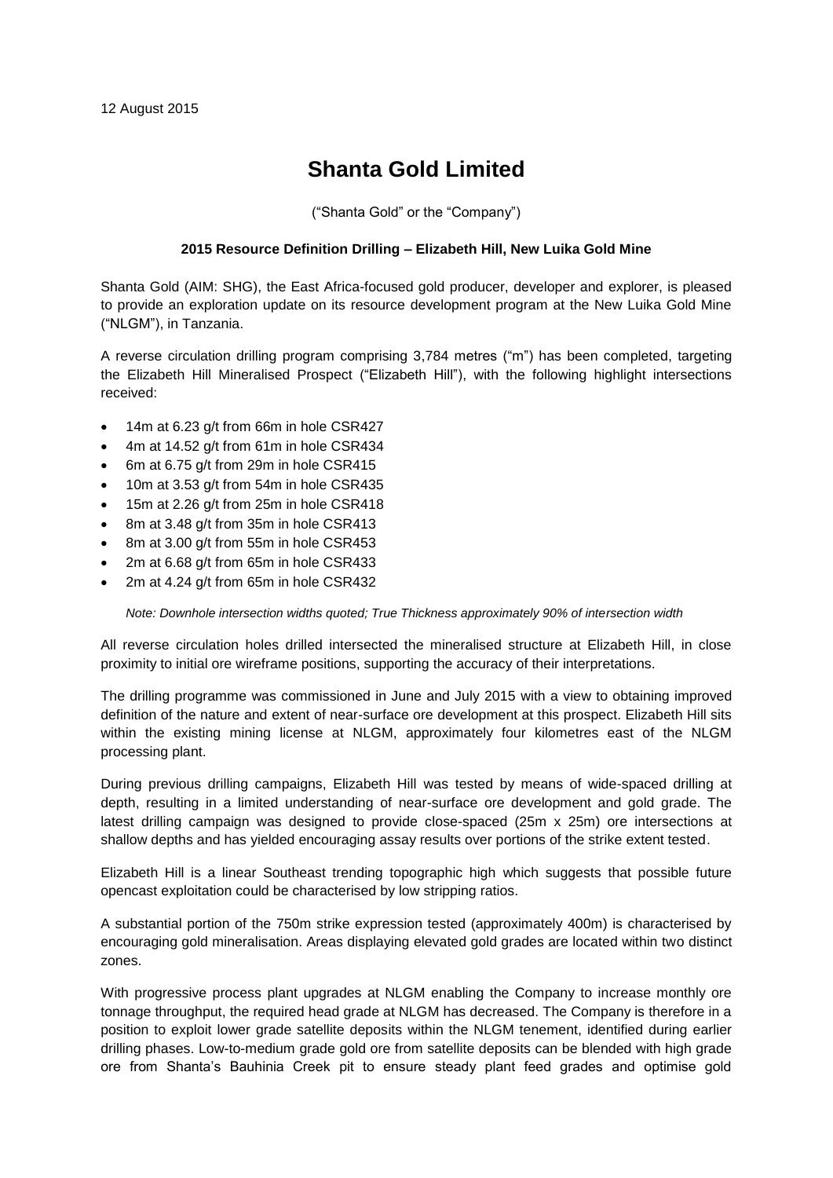12 August 2015

# Shanta Gold Limited

("Shanta Gold" or the "Company")

**2015 Resource Definition Drilling – Elizabeth Hill, New Luika Gold Mine**

Shanta Gold (AIM: SHG), the East Africa-focused gold producer, developer and explorer, is pleased to provide an exploration update on its resource development program at the New Luika Gold Mine ("NLGM"), in Tanzania.

A reverse circulation drilling program comprising 3,784 metres ("m") has been completed, targeting the Elizabeth Hill Mineralised Prospect ("Elizabeth Hill"), with the following highlight intersections received:

- 14m at 6.23 g/t from 66m in hole CSR427
- 4m at 14.52 g/t from 61m in hole CSR434
- 6m at 6.75 g/t from 29m in hole CSR415
- 10m at 3.53 g/t from 54m in hole CSR435
- 15m at 2.26 g/t from 25m in hole CSR418
- 8m at 3.48 g/t from 35m in hole CSR413
- 8m at 3.00 g/t from 55m in hole CSR453
- 2m at 6.68 g/t from 65m in hole CSR433
- 2m at 4.24 g/t from 65m in hole CSR432

*Note: Downhole intersection widths quoted; True Thickness approximately 90% of intersection width*

All reverse circulation holes drilled intersected the mineralised structure at Elizabeth Hill, in close proximity to initial ore wireframe positions, supporting the accuracy of their interpretations.

The drilling programme was commissioned in June and July 2015 with a view to obtaining improved definition of the nature and extent of near-surface ore development at this prospect. Elizabeth Hill sits within the existing mining license at NLGM, approximately four kilometres east of the NLGM processing plant.

During previous drilling campaigns, Elizabeth Hill was tested by means of wide-spaced drilling at depth, resulting in a limited understanding of near-surface ore development and gold grade. The latest drilling campaign was designed to provide close-spaced (25m x 25m) ore intersections at shallow depths and has yielded encouraging assay results over portions of the strike extent tested.

Elizabeth Hill is a linear Southeast trending topographic high which suggests that possible future opencast exploitation could be characterised by low stripping ratios.

A substantial portion of the 750m strike expression tested (approximately 400m) is characterised by encouraging gold mineralisation. Areas displaying elevated gold grades are located within two distinct zones.

With progressive process plant upgrades at NLGM enabling the Company to increase monthly ore tonnage throughput, the required head grade at NLGM has decreased. The Company is therefore in a position to exploit lower grade satellite deposits within the NLGM tenement, identified during earlier drilling phases. Low-to-medium grade gold ore from satellite deposits can be blended with high grade ore from Shanta's Bauhinia Creek pit to ensure steady plant feed grades and optimise gold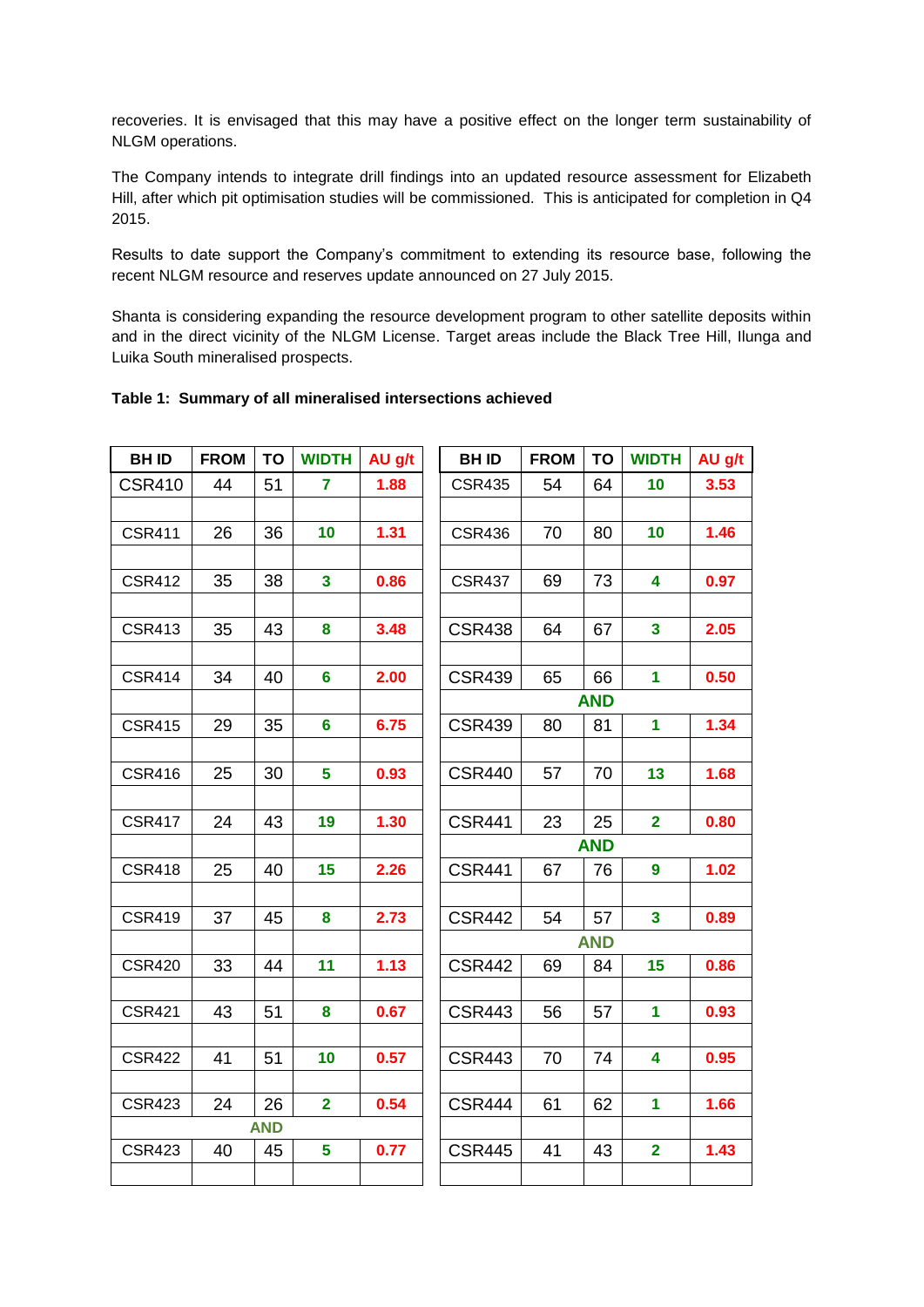recoveries. It is envisaged that this may have a positive effect on the longer term sustainability of NLGM operations.

The Company intends to integrate drill findings into an updated resource assessment for Elizabeth Hill, after which pit optimisation studies will be commissioned. This is anticipated for completion in Q4 2015.

Results to date support the Company's commitment to extending its resource base, following the recent NLGM resource and reserves update announced on 27 July 2015.

Shanta is considering expanding the resource development program to other satellite deposits within and in the direct vicinity of the NLGM License. Target areas include the Black Tree Hill, Ilunga and Luika South mineralised prospects.

**Table 1: Summary of all mineralised intersections achieved**

| BH ID | FROM | TO | WIDTH | AU g/t |
|---|---|---|---|---|
| CSR410 | 44 | 51 | 7 | 1.88 |
| CSR411 | 26 | 36 | 10 | 1.31 |
| CSR412 | 35 | 38 | 3 | 0.86 |
| CSR413 | 35 | 43 | 8 | 3.48 |
| CSR414 | 34 | 40 | 6 | 2.00 |
| CSR415 | 29 | 35 | 6 | 6.75 |
| CSR416 | 25 | 30 | 5 | 0.93 |
| CSR417 | 24 | 43 | 19 | 1.30 |
| CSR418 | 25 | 40 | 15 | 2.26 |
| CSR419 | 37 | 45 | 8 | 2.73 |
| CSR420 | 33 | 44 | 11 | 1.13 |
| CSR421 | 43 | 51 | 8 | 0.67 |
| CSR422 | 41 | 51 | 10 | 0.57 |
| CSR423 | 24 | 26 | 2 | 0.54 |
| AND | | | | |
| CSR423 | 40 | 45 | 5 | 0.77 |

| BH ID | FROM | TO | WIDTH | AU g/t |
|---|---|---|---|---|
| CSR435 | 54 | 64 | 10 | 3.53 |
| CSR436 | 70 | 80 | 10 | 1.46 |
| CSR437 | 69 | 73 | 4 | 0.97 |
| CSR438 | 64 | 67 | 3 | 2.05 |
| CSR439 | 65 | 66 | 1 | 0.50 |
| AND | | | | |
| CSR439 | 80 | 81 | 1 | 1.34 |
| CSR440 | 57 | 70 | 13 | 1.68 |
| CSR441 | 23 | 25 | 2 | 0.80 |
| AND | | | | |
| CSR441 | 67 | 76 | 9 | 1.02 |
| CSR442 | 54 | 57 | 3 | 0.89 |
| AND | | | | |
| CSR442 | 69 | 84 | 15 | 0.86 |
| CSR443 | 56 | 57 | 1 | 0.93 |
| CSR443 | 70 | 74 | 4 | 0.95 |
| CSR444 | 61 | 62 | 1 | 1.66 |
| CSR445 | 41 | 43 | 2 | 1.43 |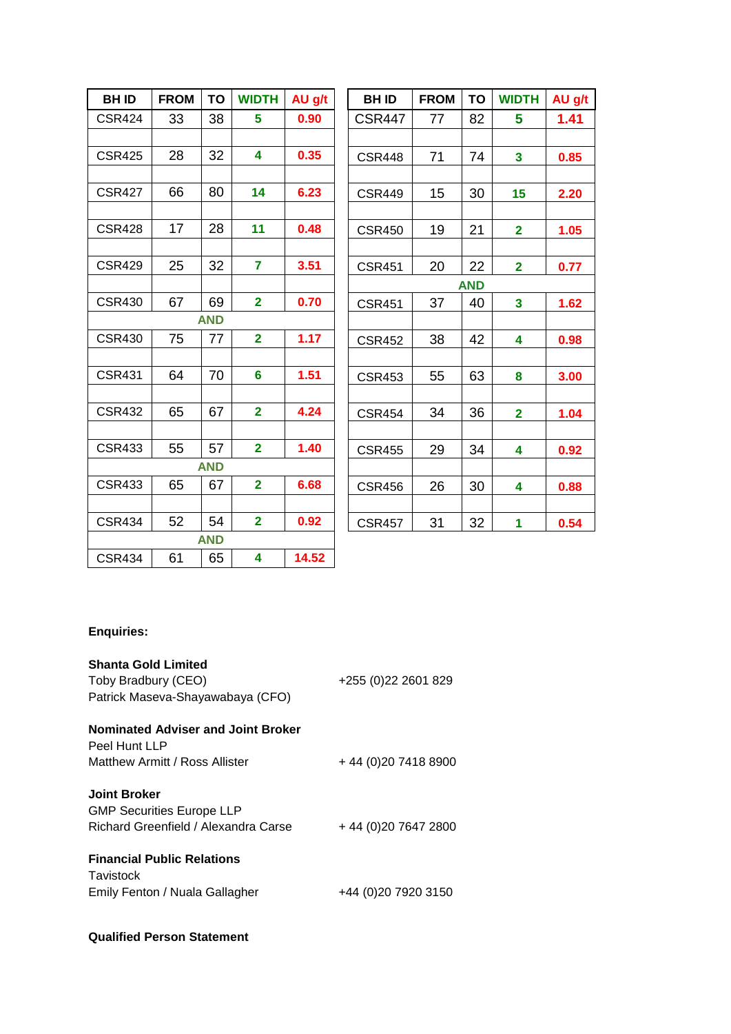| BH ID | FROM | TO | WIDTH | AU g/t |
|---|---|---|---|---|
| CSR424 | 33 | 38 | 5 | 0.90 |
| CSR425 | 28 | 32 | 4 | 0.35 |
| CSR427 | 66 | 80 | 14 | 6.23 |
| CSR428 | 17 | 28 | 11 | 0.48 |
| CSR429 | 25 | 32 | 7 | 3.51 |
| CSR430 | 67 | 69 | 2 | 0.70 |
| AND | | | | |
| CSR430 | 75 | 77 | 2 | 1.17 |
| CSR431 | 64 | 70 | 6 | 1.51 |
| CSR432 | 65 | 67 | 2 | 4.24 |
| CSR433 | 55 | 57 | 2 | 1.40 |
| AND | | | | |
| CSR433 | 65 | 67 | 2 | 6.68 |
| CSR434 | 52 | 54 | 2 | 0.92 |
| AND | | | | |
| CSR434 | 61 | 65 | 4 | 14.52 |

| BH ID | FROM | TO | WIDTH | AU g/t |
|---|---|---|---|---|
| CSR447 | 77 | 82 | 5 | 1.41 |
| CSR448 | 71 | 74 | 3 | 0.85 |
| CSR449 | 15 | 30 | 15 | 2.20 |
| CSR450 | 19 | 21 | 2 | 1.05 |
| CSR451 | 20 | 22 | 2 | 0.77 |
| AND | | | | |
| CSR451 | 37 | 40 | 3 | 1.62 |
| CSR452 | 38 | 42 | 4 | 0.98 |
| CSR453 | 55 | 63 | 8 | 3.00 |
| CSR454 | 34 | 36 | 2 | 1.04 |
| CSR455 | 29 | 34 | 4 | 0.92 |
| CSR456 | 26 | 30 | 4 | 0.88 |
| CSR457 | 31 | 32 | 1 | 0.54 |

**Enquiries:**

**Shanta Gold Limited**
Toby Bradbury (CEO) +255 (0)22 2601 829
Patrick Maseva-Shayawabaya (CFO)

**Nominated Adviser and Joint Broker**
Peel Hunt LLP
Matthew Armitt / Ross Allister + 44 (0)20 7418 8900

**Joint Broker**
GMP Securities Europe LLP
Richard Greenfield / Alexandra Carse + 44 (0)20 7647 2800

**Financial Public Relations**
Tavistock
Emily Fenton / Nuala Gallagher +44 (0)20 7920 3150

**Qualified Person Statement**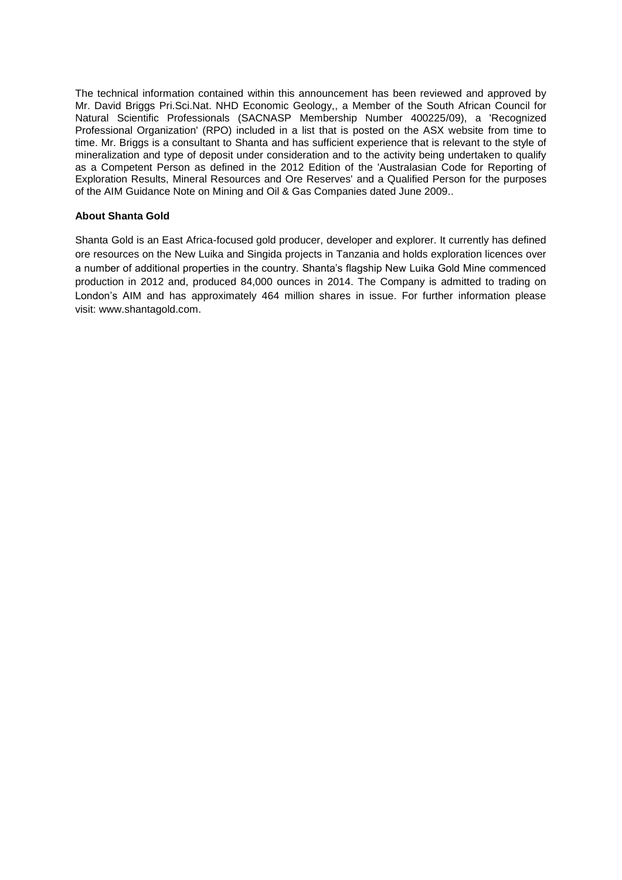The technical information contained within this announcement has been reviewed and approved by Mr. David Briggs Pri.Sci.Nat. NHD Economic Geology,, a Member of the South African Council for Natural Scientific Professionals (SACNASP Membership Number 400225/09), a 'Recognized Professional Organization' (RPO) included in a list that is posted on the ASX website from time to time. Mr. Briggs is a consultant to Shanta and has sufficient experience that is relevant to the style of mineralization and type of deposit under consideration and to the activity being undertaken to qualify as a Competent Person as defined in the 2012 Edition of the 'Australasian Code for Reporting of Exploration Results, Mineral Resources and Ore Reserves' and a Qualified Person for the purposes of the AIM Guidance Note on Mining and Oil & Gas Companies dated June 2009..

**About Shanta Gold**

Shanta Gold is an East Africa-focused gold producer, developer and explorer. It currently has defined ore resources on the New Luika and Singida projects in Tanzania and holds exploration licences over a number of additional properties in the country. Shanta's flagship New Luika Gold Mine commenced production in 2012 and, produced 84,000 ounces in 2014. The Company is admitted to trading on London's AIM and has approximately 464 million shares in issue. For further information please visit: www.shantagold.com.